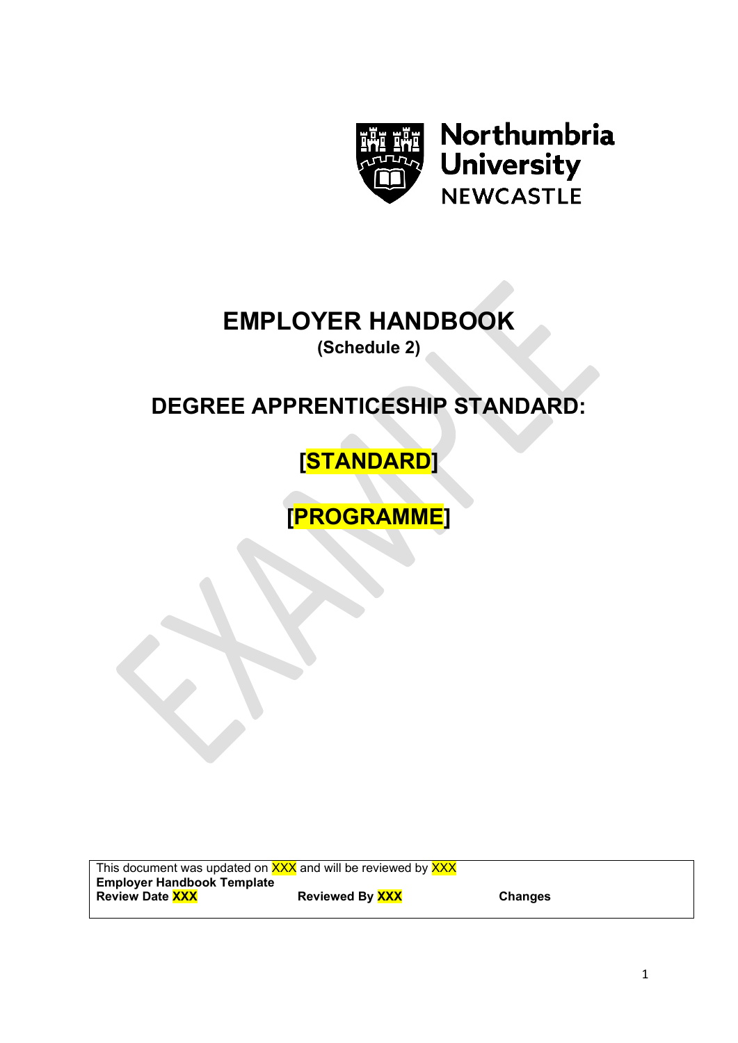Northumbria University NEWCASTLE

# EMPLOYER HANDBOOK

**(Schedule 2)**

# DEGREE APPRENTICESHIP STANDARD:

# [STANDARD]

# [PROGRAMME]

| This document was updated on XXX and will be reviewed by XXX | | |
|---|---|---|
| **Employer Handbook Template** | | |
| **Review Date XXX** | **Reviewed By XXX** | **Changes** |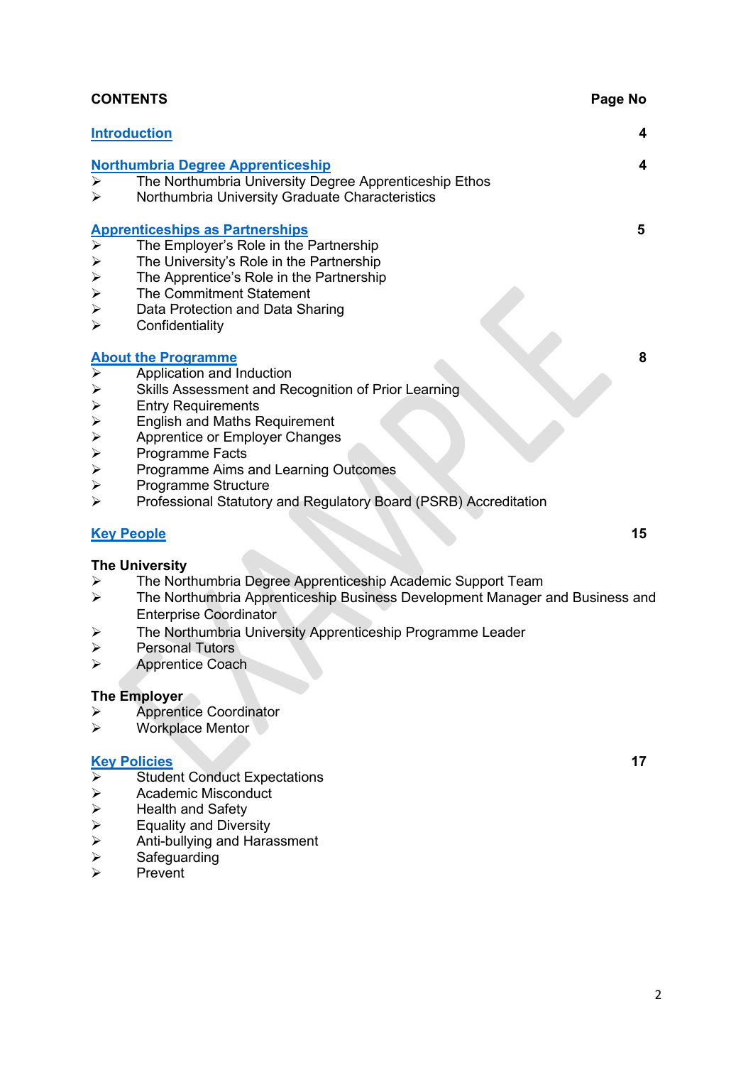**CONTENTS** **Page No**

| Section | Page No |
| --- | --- |
| [Introduction](#) | 4 |
| [Northumbria Degree Apprenticeship](#) | 4 |
| [Apprenticeships as Partnerships](#) | 5 |
| [About the Programme](#) | 8 |
| [Key People](#) | 15 |
| [Key Policies](#) | 17 |

**Introduction** — 4

**Northumbria Degree Apprenticeship** — 4

- The Northumbria University Degree Apprenticeship Ethos
- Northumbria University Graduate Characteristics

**Apprenticeships as Partnerships** — 5

- The Employer's Role in the Partnership
- The University's Role in the Partnership
- The Apprentice's Role in the Partnership
- The Commitment Statement
- Data Protection and Data Sharing
- Confidentiality

**About the Programme** — 8

- Application and Induction
- Skills Assessment and Recognition of Prior Learning
- Entry Requirements
- English and Maths Requirement
- Apprentice or Employer Changes
- Programme Facts
- Programme Aims and Learning Outcomes
- Programme Structure
- Professional Statutory and Regulatory Board (PSRB) Accreditation

**Key People** — 15

**The University**

- The Northumbria Degree Apprenticeship Academic Support Team
- The Northumbria Apprenticeship Business Development Manager and Business and Enterprise Coordinator
- The Northumbria University Apprenticeship Programme Leader
- Personal Tutors
- Apprentice Coach

**The Employer**

- Apprentice Coordinator
- Workplace Mentor

**Key Policies** — 17

- Student Conduct Expectations
- Academic Misconduct
- Health and Safety
- Equality and Diversity
- Anti-bullying and Harassment
- Safeguarding
- Prevent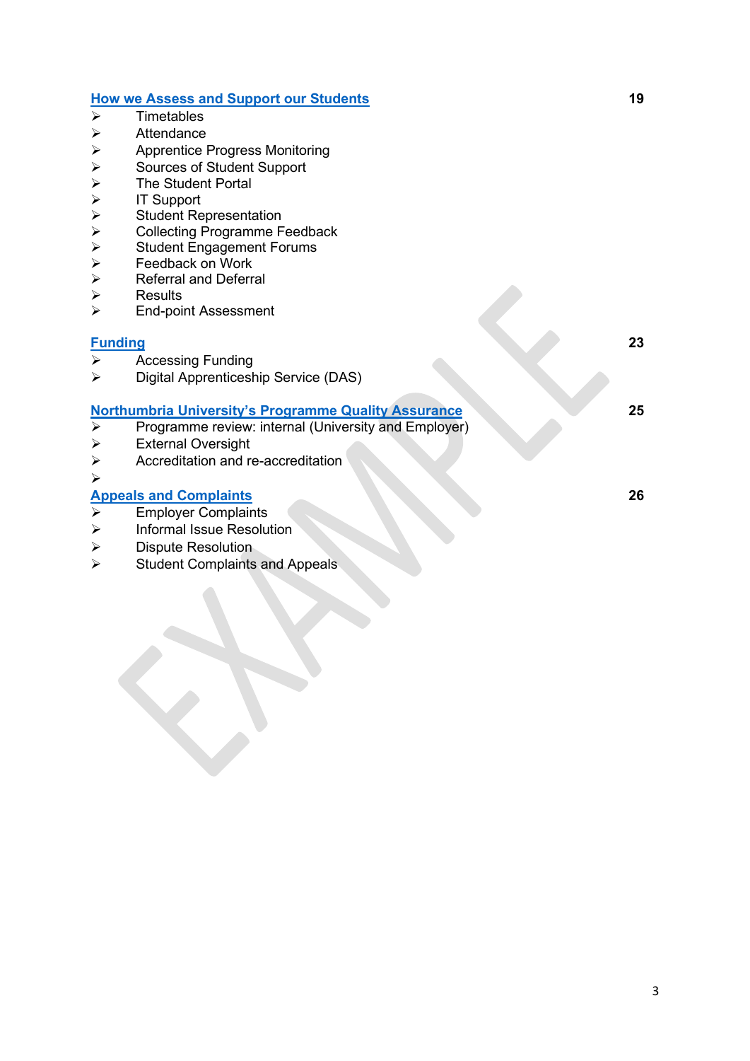[How we Assess and Support our Students](#) **19**

- Timetables
- Attendance
- Apprentice Progress Monitoring
- Sources of Student Support
- The Student Portal
- IT Support
- Student Representation
- Collecting Programme Feedback
- Student Engagement Forums
- Feedback on Work
- Referral and Deferral
- Results
- End-point Assessment

[Funding](#) **23**

- Accessing Funding
- Digital Apprenticeship Service (DAS)

[Northumbria University's Programme Quality Assurance](#) **25**

- Programme review: internal (University and Employer)
- External Oversight
- Accreditation and re-accreditation

[Appeals and Complaints](#) **26**

- Employer Complaints
- Informal Issue Resolution
- Dispute Resolution
- Student Complaints and Appeals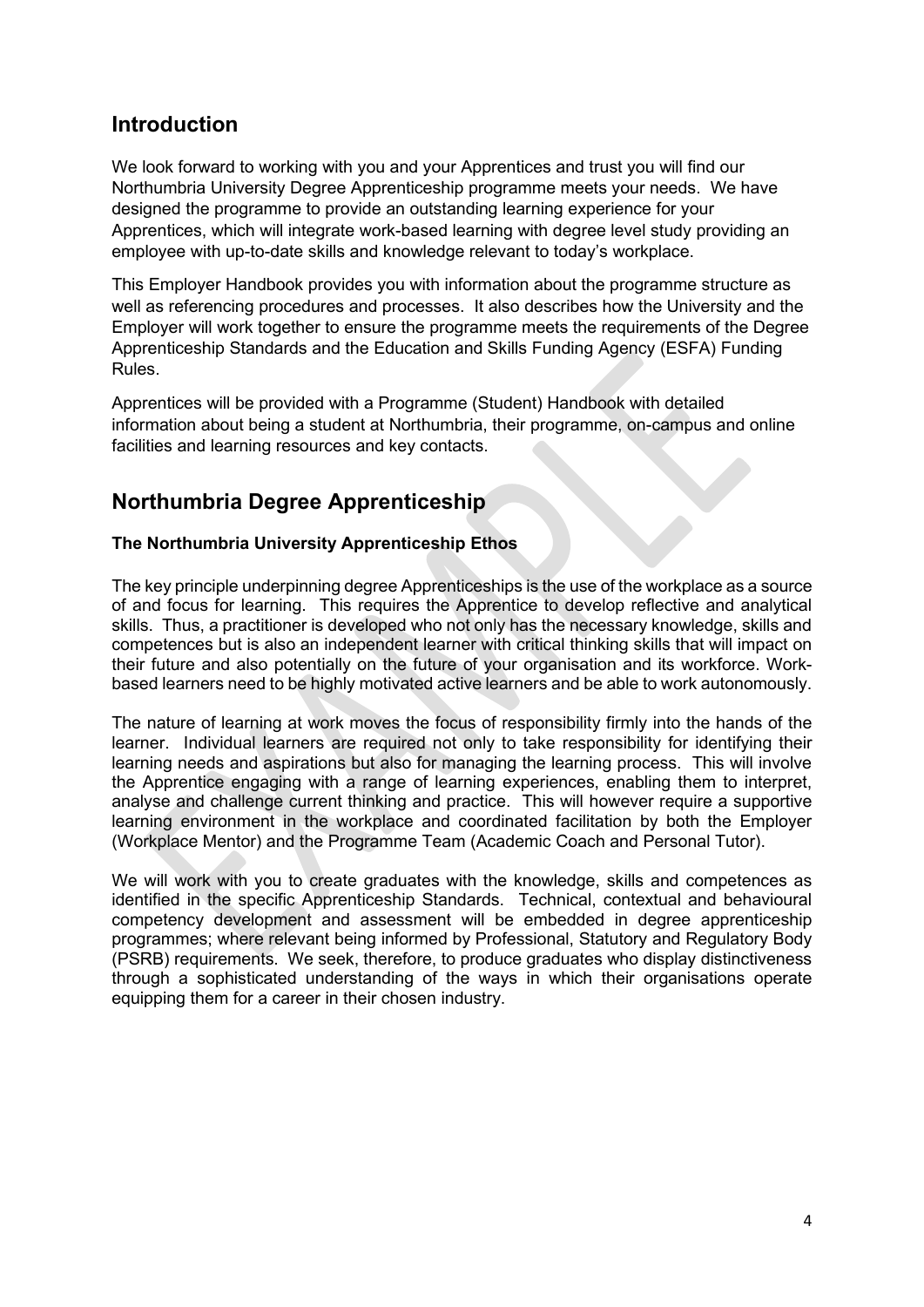## Introduction

We look forward to working with you and your Apprentices and trust you will find our Northumbria University Degree Apprenticeship programme meets your needs. We have designed the programme to provide an outstanding learning experience for your Apprentices, which will integrate work-based learning with degree level study providing an employee with up-to-date skills and knowledge relevant to today's workplace.

This Employer Handbook provides you with information about the programme structure as well as referencing procedures and processes. It also describes how the University and the Employer will work together to ensure the programme meets the requirements of the Degree Apprenticeship Standards and the Education and Skills Funding Agency (ESFA) Funding Rules.

Apprentices will be provided with a Programme (Student) Handbook with detailed information about being a student at Northumbria, their programme, on-campus and online facilities and learning resources and key contacts.

## Northumbria Degree Apprenticeship

**The Northumbria University Apprenticeship Ethos**

The key principle underpinning degree Apprenticeships is the use of the workplace as a source of and focus for learning. This requires the Apprentice to develop reflective and analytical skills. Thus, a practitioner is developed who not only has the necessary knowledge, skills and competences but is also an independent learner with critical thinking skills that will impact on their future and also potentially on the future of your organisation and its workforce. Work-based learners need to be highly motivated active learners and be able to work autonomously.

The nature of learning at work moves the focus of responsibility firmly into the hands of the learner. Individual learners are required not only to take responsibility for identifying their learning needs and aspirations but also for managing the learning process. This will involve the Apprentice engaging with a range of learning experiences, enabling them to interpret, analyse and challenge current thinking and practice. This will however require a supportive learning environment in the workplace and coordinated facilitation by both the Employer (Workplace Mentor) and the Programme Team (Academic Coach and Personal Tutor).

We will work with you to create graduates with the knowledge, skills and competences as identified in the specific Apprenticeship Standards. Technical, contextual and behavioural competency development and assessment will be embedded in degree apprenticeship programmes; where relevant being informed by Professional, Statutory and Regulatory Body (PSRB) requirements. We seek, therefore, to produce graduates who display distinctiveness through a sophisticated understanding of the ways in which their organisations operate equipping them for a career in their chosen industry.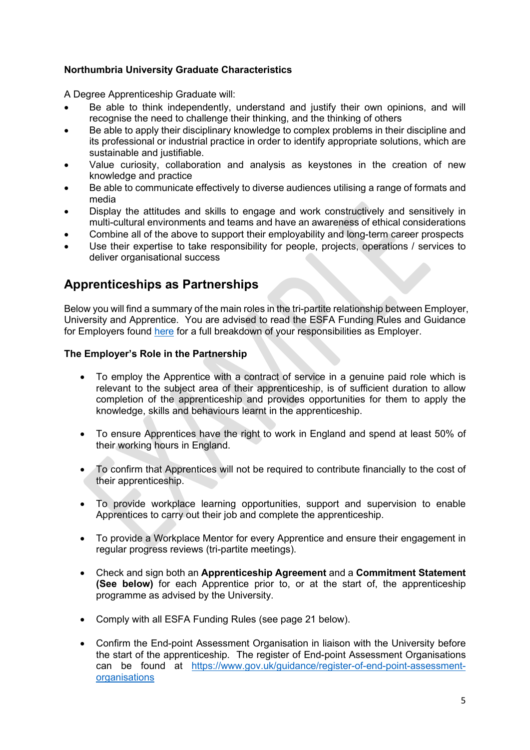**Northumbria University Graduate Characteristics**

A Degree Apprenticeship Graduate will:

- Be able to think independently, understand and justify their own opinions, and will recognise the need to challenge their thinking, and the thinking of others
- Be able to apply their disciplinary knowledge to complex problems in their discipline and its professional or industrial practice in order to identify appropriate solutions, which are sustainable and justifiable.
- Value curiosity, collaboration and analysis as keystones in the creation of new knowledge and practice
- Be able to communicate effectively to diverse audiences utilising a range of formats and media
- Display the attitudes and skills to engage and work constructively and sensitively in multi-cultural environments and teams and have an awareness of ethical considerations
- Combine all of the above to support their employability and long-term career prospects
- Use their expertise to take responsibility for people, projects, operations / services to deliver organisational success

## Apprenticeships as Partnerships

Below you will find a summary of the main roles in the tri-partite relationship between Employer, University and Apprentice. You are advised to read the ESFA Funding Rules and Guidance for Employers found here for a full breakdown of your responsibilities as Employer.

**The Employer's Role in the Partnership**

- To employ the Apprentice with a contract of service in a genuine paid role which is relevant to the subject area of their apprenticeship, is of sufficient duration to allow completion of the apprenticeship and provides opportunities for them to apply the knowledge, skills and behaviours learnt in the apprenticeship.

- To ensure Apprentices have the right to work in England and spend at least 50% of their working hours in England.

- To confirm that Apprentices will not be required to contribute financially to the cost of their apprenticeship.

- To provide workplace learning opportunities, support and supervision to enable Apprentices to carry out their job and complete the apprenticeship.

- To provide a Workplace Mentor for every Apprentice and ensure their engagement in regular progress reviews (tri-partite meetings).

- Check and sign both an **Apprenticeship Agreement** and a **Commitment Statement (See below)** for each Apprentice prior to, or at the start of, the apprenticeship programme as advised by the University.

- Comply with all ESFA Funding Rules (see page 21 below).

- Confirm the End-point Assessment Organisation in liaison with the University before the start of the apprenticeship. The register of End-point Assessment Organisations can be found at https://www.gov.uk/guidance/register-of-end-point-assessment-organisations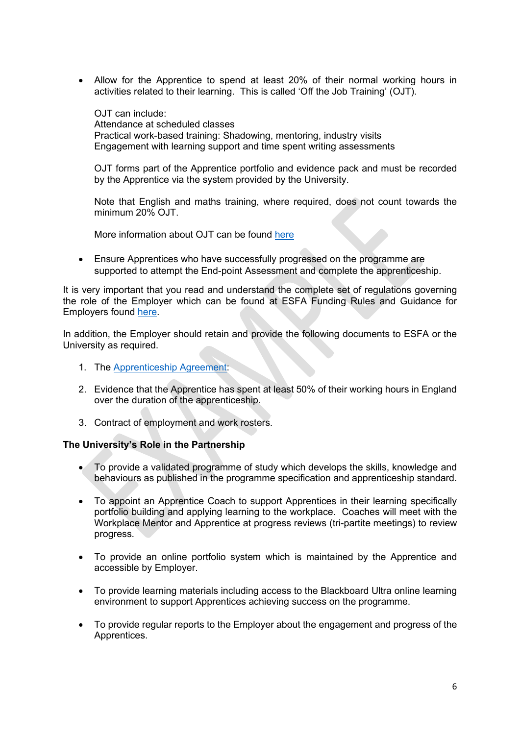- Allow for the Apprentice to spend at least 20% of their normal working hours in activities related to their learning. This is called 'Off the Job Training' (OJT).

  OJT can include:
  Attendance at scheduled classes
  Practical work-based training: Shadowing, mentoring, industry visits
  Engagement with learning support and time spent writing assessments

  OJT forms part of the Apprentice portfolio and evidence pack and must be recorded by the Apprentice via the system provided by the University.

  Note that English and maths training, where required, does not count towards the minimum 20% OJT.

  More information about OJT can be found here

- Ensure Apprentices who have successfully progressed on the programme are supported to attempt the End-point Assessment and complete the apprenticeship.

It is very important that you read and understand the complete set of regulations governing the role of the Employer which can be found at ESFA Funding Rules and Guidance for Employers found here.

In addition, the Employer should retain and provide the following documents to ESFA or the University as required.

1. The Apprenticeship Agreement;
2. Evidence that the Apprentice has spent at least 50% of their working hours in England over the duration of the apprenticeship.
3. Contract of employment and work rosters.

**The University's Role in the Partnership**

- To provide a validated programme of study which develops the skills, knowledge and behaviours as published in the programme specification and apprenticeship standard.
- To appoint an Apprentice Coach to support Apprentices in their learning specifically portfolio building and applying learning to the workplace. Coaches will meet with the Workplace Mentor and Apprentice at progress reviews (tri-partite meetings) to review progress.
- To provide an online portfolio system which is maintained by the Apprentice and accessible by Employer.
- To provide learning materials including access to the Blackboard Ultra online learning environment to support Apprentices achieving success on the programme.
- To provide regular reports to the Employer about the engagement and progress of the Apprentices.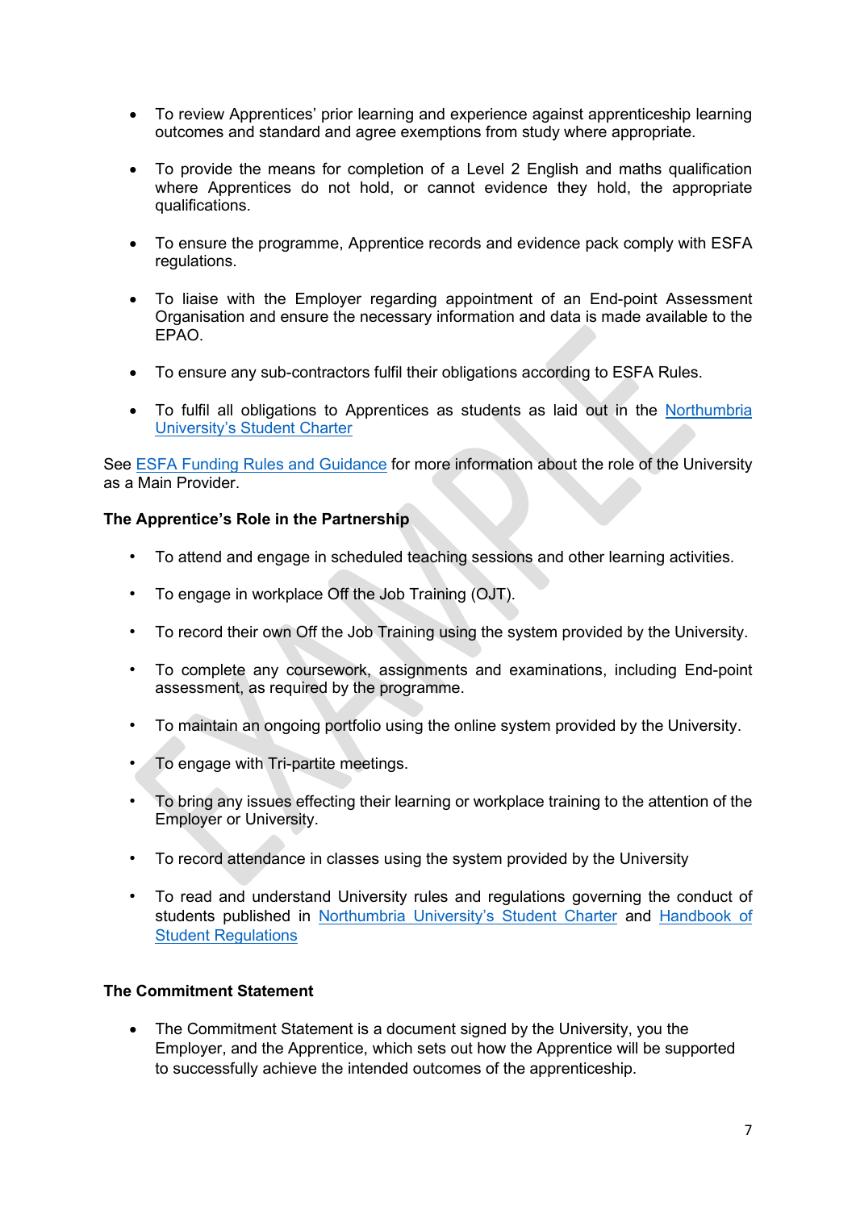- To review Apprentices' prior learning and experience against apprenticeship learning outcomes and standard and agree exemptions from study where appropriate.
- To provide the means for completion of a Level 2 English and maths qualification where Apprentices do not hold, or cannot evidence they hold, the appropriate qualifications.
- To ensure the programme, Apprentice records and evidence pack comply with ESFA regulations.
- To liaise with the Employer regarding appointment of an End-point Assessment Organisation and ensure the necessary information and data is made available to the EPAO.
- To ensure any sub-contractors fulfil their obligations according to ESFA Rules.
- To fulfil all obligations to Apprentices as students as laid out in the Northumbria University's Student Charter

See ESFA Funding Rules and Guidance for more information about the role of the University as a Main Provider.

**The Apprentice's Role in the Partnership**

- To attend and engage in scheduled teaching sessions and other learning activities.
- To engage in workplace Off the Job Training (OJT).
- To record their own Off the Job Training using the system provided by the University.
- To complete any coursework, assignments and examinations, including End-point assessment, as required by the programme.
- To maintain an ongoing portfolio using the online system provided by the University.
- To engage with Tri-partite meetings.
- To bring any issues effecting their learning or workplace training to the attention of the Employer or University.
- To record attendance in classes using the system provided by the University
- To read and understand University rules and regulations governing the conduct of students published in Northumbria University's Student Charter and Handbook of Student Regulations

**The Commitment Statement**

- The Commitment Statement is a document signed by the University, you the Employer, and the Apprentice, which sets out how the Apprentice will be supported to successfully achieve the intended outcomes of the apprenticeship.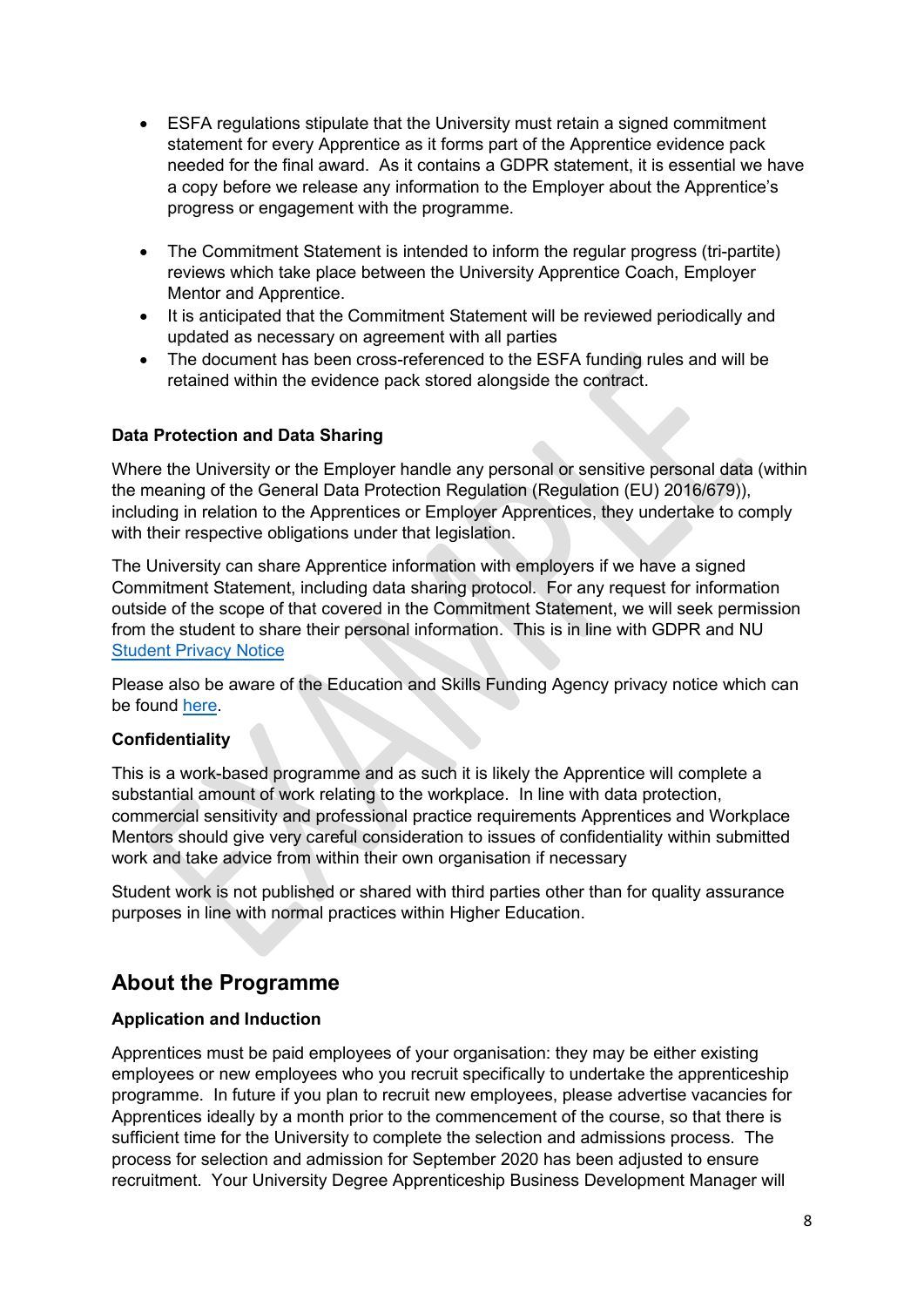- ESFA regulations stipulate that the University must retain a signed commitment statement for every Apprentice as it forms part of the Apprentice evidence pack needed for the final award. As it contains a GDPR statement, it is essential we have a copy before we release any information to the Employer about the Apprentice's progress or engagement with the programme.

- The Commitment Statement is intended to inform the regular progress (tri-partite) reviews which take place between the University Apprentice Coach, Employer Mentor and Apprentice.
- It is anticipated that the Commitment Statement will be reviewed periodically and updated as necessary on agreement with all parties
- The document has been cross-referenced to the ESFA funding rules and will be retained within the evidence pack stored alongside the contract.

**Data Protection and Data Sharing**

Where the University or the Employer handle any personal or sensitive personal data (within the meaning of the General Data Protection Regulation (Regulation (EU) 2016/679)), including in relation to the Apprentices or Employer Apprentices, they undertake to comply with their respective obligations under that legislation.

The University can share Apprentice information with employers if we have a signed Commitment Statement, including data sharing protocol. For any request for information outside of the scope of that covered in the Commitment Statement, we will seek permission from the student to share their personal information. This is in line with GDPR and NU Student Privacy Notice

Please also be aware of the Education and Skills Funding Agency privacy notice which can be found here.

**Confidentiality**

This is a work-based programme and as such it is likely the Apprentice will complete a substantial amount of work relating to the workplace. In line with data protection, commercial sensitivity and professional practice requirements Apprentices and Workplace Mentors should give very careful consideration to issues of confidentiality within submitted work and take advice from within their own organisation if necessary

Student work is not published or shared with third parties other than for quality assurance purposes in line with normal practices within Higher Education.

## About the Programme

**Application and Induction**

Apprentices must be paid employees of your organisation: they may be either existing employees or new employees who you recruit specifically to undertake the apprenticeship programme. In future if you plan to recruit new employees, please advertise vacancies for Apprentices ideally by a month prior to the commencement of the course, so that there is sufficient time for the University to complete the selection and admissions process. The process for selection and admission for September 2020 has been adjusted to ensure recruitment. Your University Degree Apprenticeship Business Development Manager will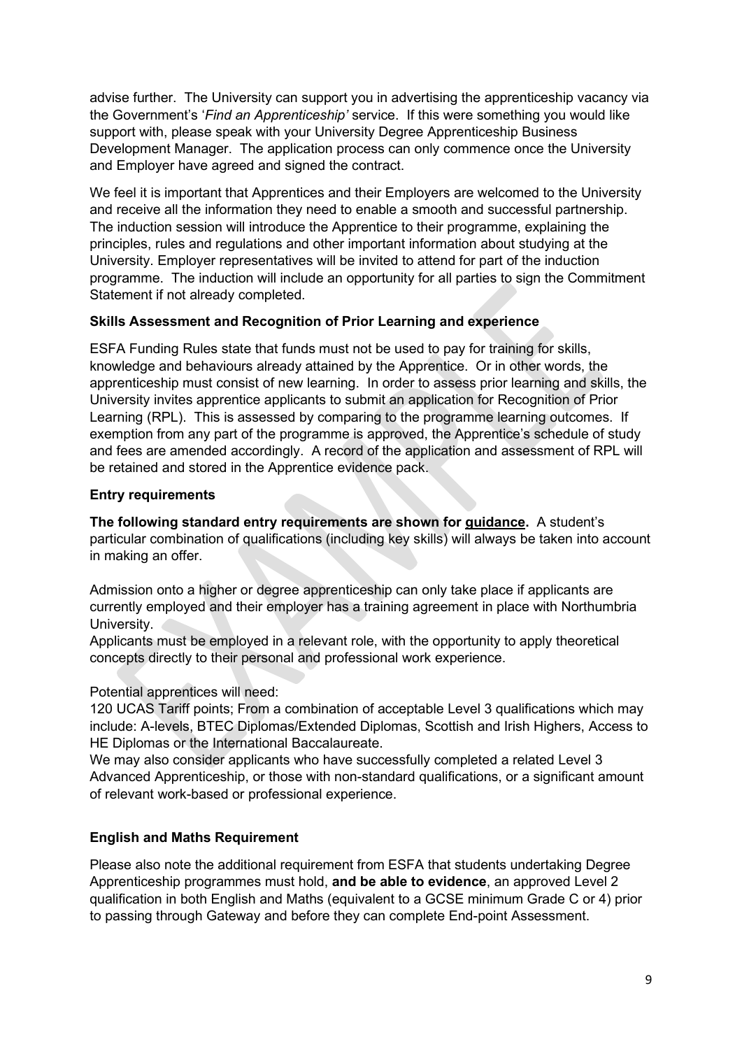advise further. The University can support you in advertising the apprenticeship vacancy via the Government's '*Find an Apprenticeship'* service. If this were something you would like support with, please speak with your University Degree Apprenticeship Business Development Manager. The application process can only commence once the University and Employer have agreed and signed the contract.

We feel it is important that Apprentices and their Employers are welcomed to the University and receive all the information they need to enable a smooth and successful partnership. The induction session will introduce the Apprentice to their programme, explaining the principles, rules and regulations and other important information about studying at the University. Employer representatives will be invited to attend for part of the induction programme. The induction will include an opportunity for all parties to sign the Commitment Statement if not already completed.

**Skills Assessment and Recognition of Prior Learning and experience**

ESFA Funding Rules state that funds must not be used to pay for training for skills, knowledge and behaviours already attained by the Apprentice. Or in other words, the apprenticeship must consist of new learning. In order to assess prior learning and skills, the University invites apprentice applicants to submit an application for Recognition of Prior Learning (RPL). This is assessed by comparing to the programme learning outcomes. If exemption from any part of the programme is approved, the Apprentice's schedule of study and fees are amended accordingly. A record of the application and assessment of RPL will be retained and stored in the Apprentice evidence pack.

**Entry requirements**

**The following standard entry requirements are shown for <u>guidance</u>.** A student's particular combination of qualifications (including key skills) will always be taken into account in making an offer.

Admission onto a higher or degree apprenticeship can only take place if applicants are currently employed and their employer has a training agreement in place with Northumbria University.
Applicants must be employed in a relevant role, with the opportunity to apply theoretical concepts directly to their personal and professional work experience.

Potential apprentices will need:
120 UCAS Tariff points; From a combination of acceptable Level 3 qualifications which may include: A-levels, BTEC Diplomas/Extended Diplomas, Scottish and Irish Highers, Access to HE Diplomas or the International Baccalaureate.
We may also consider applicants who have successfully completed a related Level 3 Advanced Apprenticeship, or those with non-standard qualifications, or a significant amount of relevant work-based or professional experience.

**English and Maths Requirement**

Please also note the additional requirement from ESFA that students undertaking Degree Apprenticeship programmes must hold, **and be able to evidence**, an approved Level 2 qualification in both English and Maths (equivalent to a GCSE minimum Grade C or 4) prior to passing through Gateway and before they can complete End-point Assessment.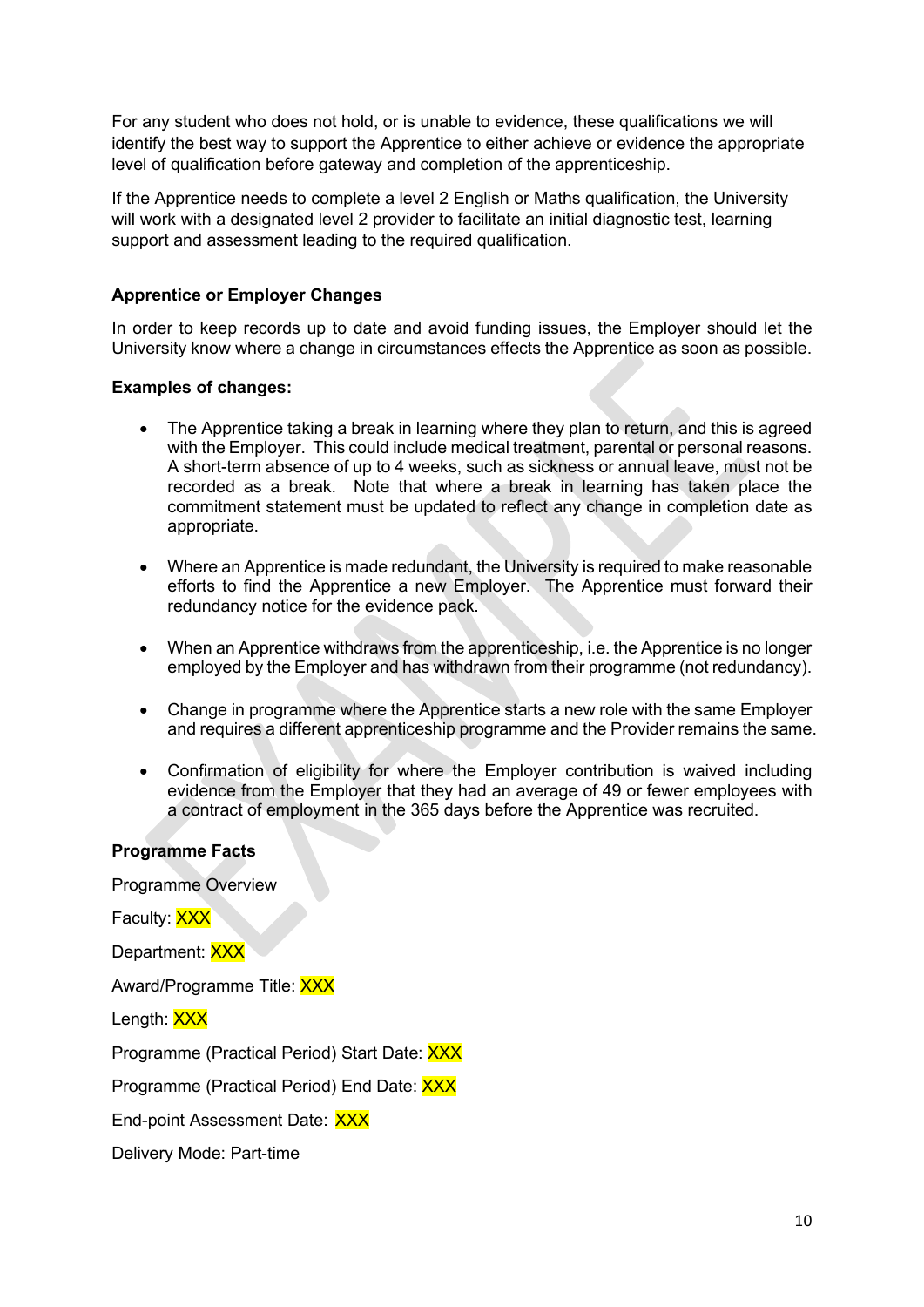For any student who does not hold, or is unable to evidence, these qualifications we will identify the best way to support the Apprentice to either achieve or evidence the appropriate level of qualification before gateway and completion of the apprenticeship.

If the Apprentice needs to complete a level 2 English or Maths qualification, the University will work with a designated level 2 provider to facilitate an initial diagnostic test, learning support and assessment leading to the required qualification.

**Apprentice or Employer Changes**

In order to keep records up to date and avoid funding issues, the Employer should let the University know where a change in circumstances effects the Apprentice as soon as possible.

**Examples of changes:**

- The Apprentice taking a break in learning where they plan to return, and this is agreed with the Employer. This could include medical treatment, parental or personal reasons. A short-term absence of up to 4 weeks, such as sickness or annual leave, must not be recorded as a break. Note that where a break in learning has taken place the commitment statement must be updated to reflect any change in completion date as appropriate.

- Where an Apprentice is made redundant, the University is required to make reasonable efforts to find the Apprentice a new Employer. The Apprentice must forward their redundancy notice for the evidence pack.

- When an Apprentice withdraws from the apprenticeship, i.e. the Apprentice is no longer employed by the Employer and has withdrawn from their programme (not redundancy).

- Change in programme where the Apprentice starts a new role with the same Employer and requires a different apprenticeship programme and the Provider remains the same.

- Confirmation of eligibility for where the Employer contribution is waived including evidence from the Employer that they had an average of 49 or fewer employees with a contract of employment in the 365 days before the Apprentice was recruited.

**Programme Facts**

Programme Overview

Faculty: XXX

Department: XXX

Award/Programme Title: XXX

Length: XXX

Programme (Practical Period) Start Date: XXX

Programme (Practical Period) End Date: XXX

End-point Assessment Date: XXX

Delivery Mode: Part-time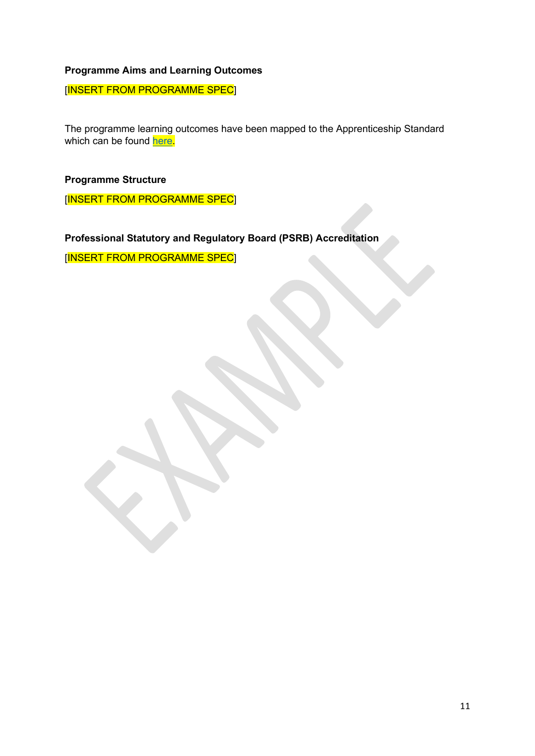**Programme Aims and Learning Outcomes**

[INSERT FROM PROGRAMME SPEC]

The programme learning outcomes have been mapped to the Apprenticeship Standard which can be found here.

**Programme Structure**

[INSERT FROM PROGRAMME SPEC]

**Professional Statutory and Regulatory Board (PSRB) Accreditation**

[INSERT FROM PROGRAMME SPEC]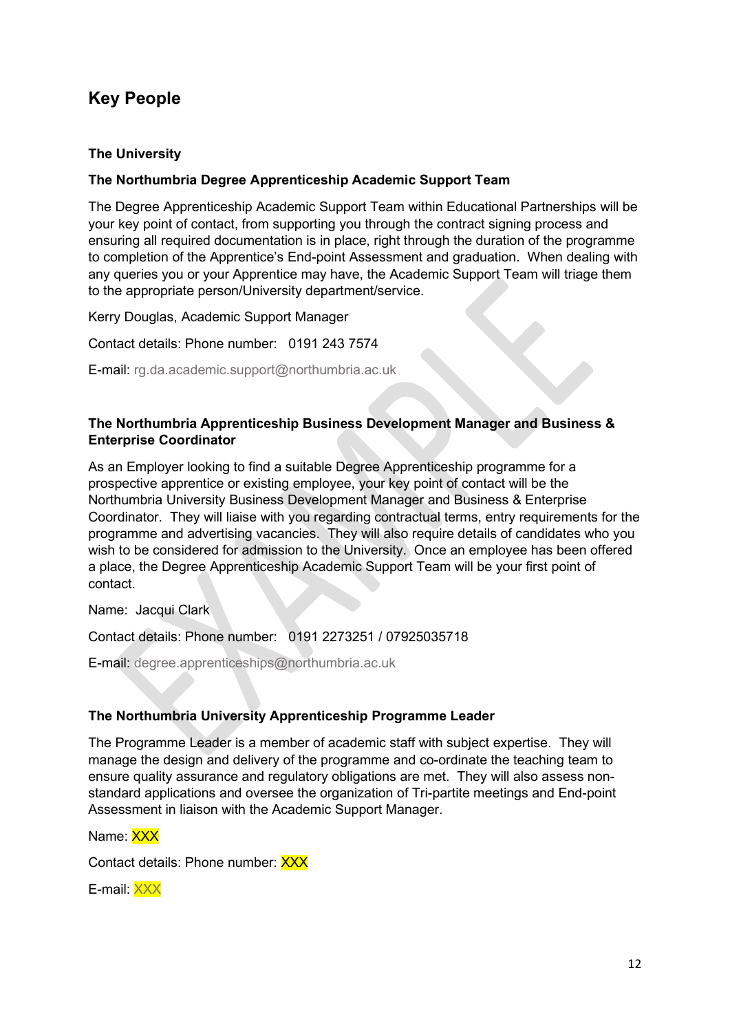## Key People

### The University

#### The Northumbria Degree Apprenticeship Academic Support Team

The Degree Apprenticeship Academic Support Team within Educational Partnerships will be your key point of contact, from supporting you through the contract signing process and ensuring all required documentation is in place, right through the duration of the programme to completion of the Apprentice's End-point Assessment and graduation. When dealing with any queries you or your Apprentice may have, the Academic Support Team will triage them to the appropriate person/University department/service.

Kerry Douglas, Academic Support Manager

Contact details: Phone number: 0191 243 7574

E-mail: rg.da.academic.support@northumbria.ac.uk

#### The Northumbria Apprenticeship Business Development Manager and Business & Enterprise Coordinator

As an Employer looking to find a suitable Degree Apprenticeship programme for a prospective apprentice or existing employee, your key point of contact will be the Northumbria University Business Development Manager and Business & Enterprise Coordinator. They will liaise with you regarding contractual terms, entry requirements for the programme and advertising vacancies. They will also require details of candidates who you wish to be considered for admission to the University. Once an employee has been offered a place, the Degree Apprenticeship Academic Support Team will be your first point of contact.

Name: Jacqui Clark

Contact details: Phone number: 0191 2273251 / 07925035718

E-mail: degree.apprenticeships@northumbria.ac.uk

#### The Northumbria University Apprenticeship Programme Leader

The Programme Leader is a member of academic staff with subject expertise. They will manage the design and delivery of the programme and co-ordinate the teaching team to ensure quality assurance and regulatory obligations are met. They will also assess non-standard applications and oversee the organization of Tri-partite meetings and End-point Assessment in liaison with the Academic Support Manager.

Name: XXX

Contact details: Phone number: XXX

E-mail: XXX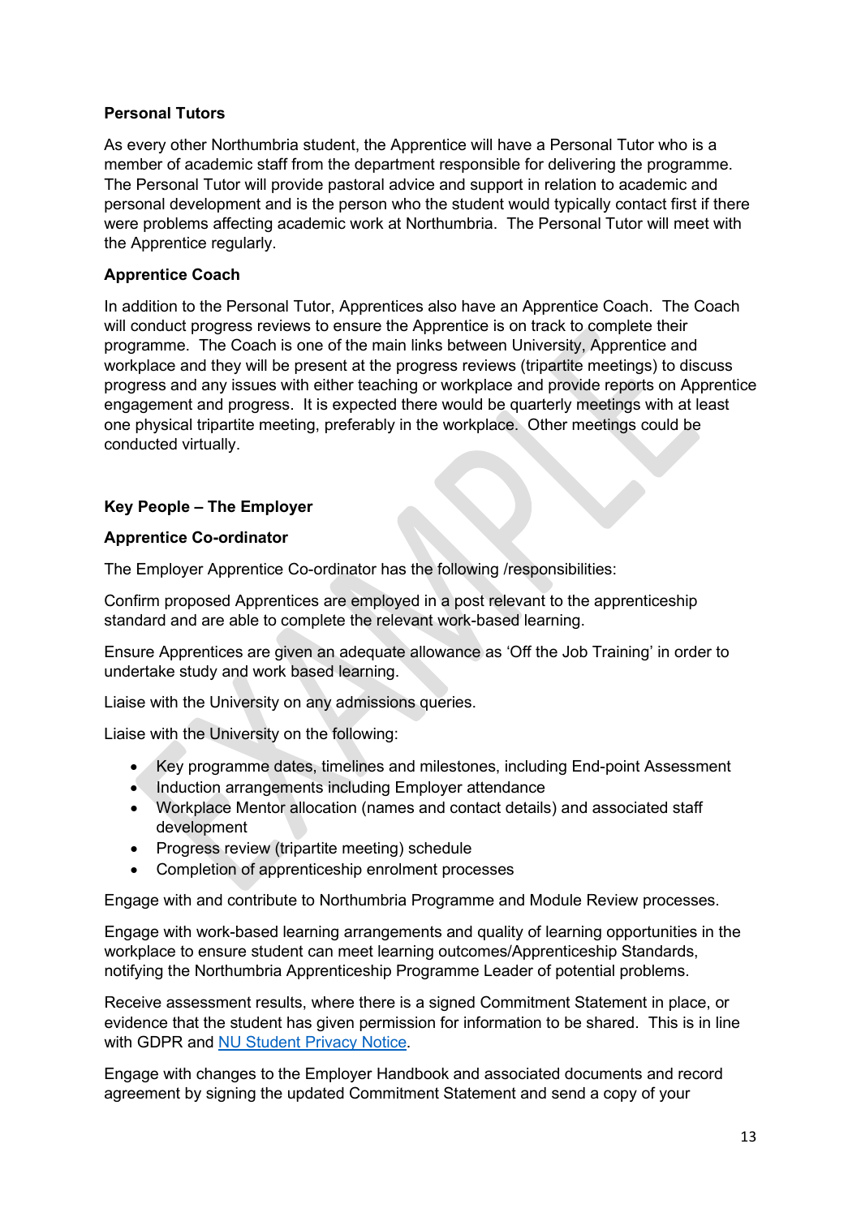### Personal Tutors

As every other Northumbria student, the Apprentice will have a Personal Tutor who is a member of academic staff from the department responsible for delivering the programme. The Personal Tutor will provide pastoral advice and support in relation to academic and personal development and is the person who the student would typically contact first if there were problems affecting academic work at Northumbria. The Personal Tutor will meet with the Apprentice regularly.

### Apprentice Coach

In addition to the Personal Tutor, Apprentices also have an Apprentice Coach. The Coach will conduct progress reviews to ensure the Apprentice is on track to complete their programme. The Coach is one of the main links between University, Apprentice and workplace and they will be present at the progress reviews (tripartite meetings) to discuss progress and any issues with either teaching or workplace and provide reports on Apprentice engagement and progress. It is expected there would be quarterly meetings with at least one physical tripartite meeting, preferably in the workplace. Other meetings could be conducted virtually.

## Key People – The Employer

### Apprentice Co-ordinator

The Employer Apprentice Co-ordinator has the following /responsibilities:

Confirm proposed Apprentices are employed in a post relevant to the apprenticeship standard and are able to complete the relevant work-based learning.

Ensure Apprentices are given an adequate allowance as 'Off the Job Training' in order to undertake study and work based learning.

Liaise with the University on any admissions queries.

Liaise with the University on the following:

- Key programme dates, timelines and milestones, including End-point Assessment
- Induction arrangements including Employer attendance
- Workplace Mentor allocation (names and contact details) and associated staff development
- Progress review (tripartite meeting) schedule
- Completion of apprenticeship enrolment processes

Engage with and contribute to Northumbria Programme and Module Review processes.

Engage with work-based learning arrangements and quality of learning opportunities in the workplace to ensure student can meet learning outcomes/Apprenticeship Standards, notifying the Northumbria Apprenticeship Programme Leader of potential problems.

Receive assessment results, where there is a signed Commitment Statement in place, or evidence that the student has given permission for information to be shared. This is in line with GDPR and NU Student Privacy Notice.

Engage with changes to the Employer Handbook and associated documents and record agreement by signing the updated Commitment Statement and send a copy of your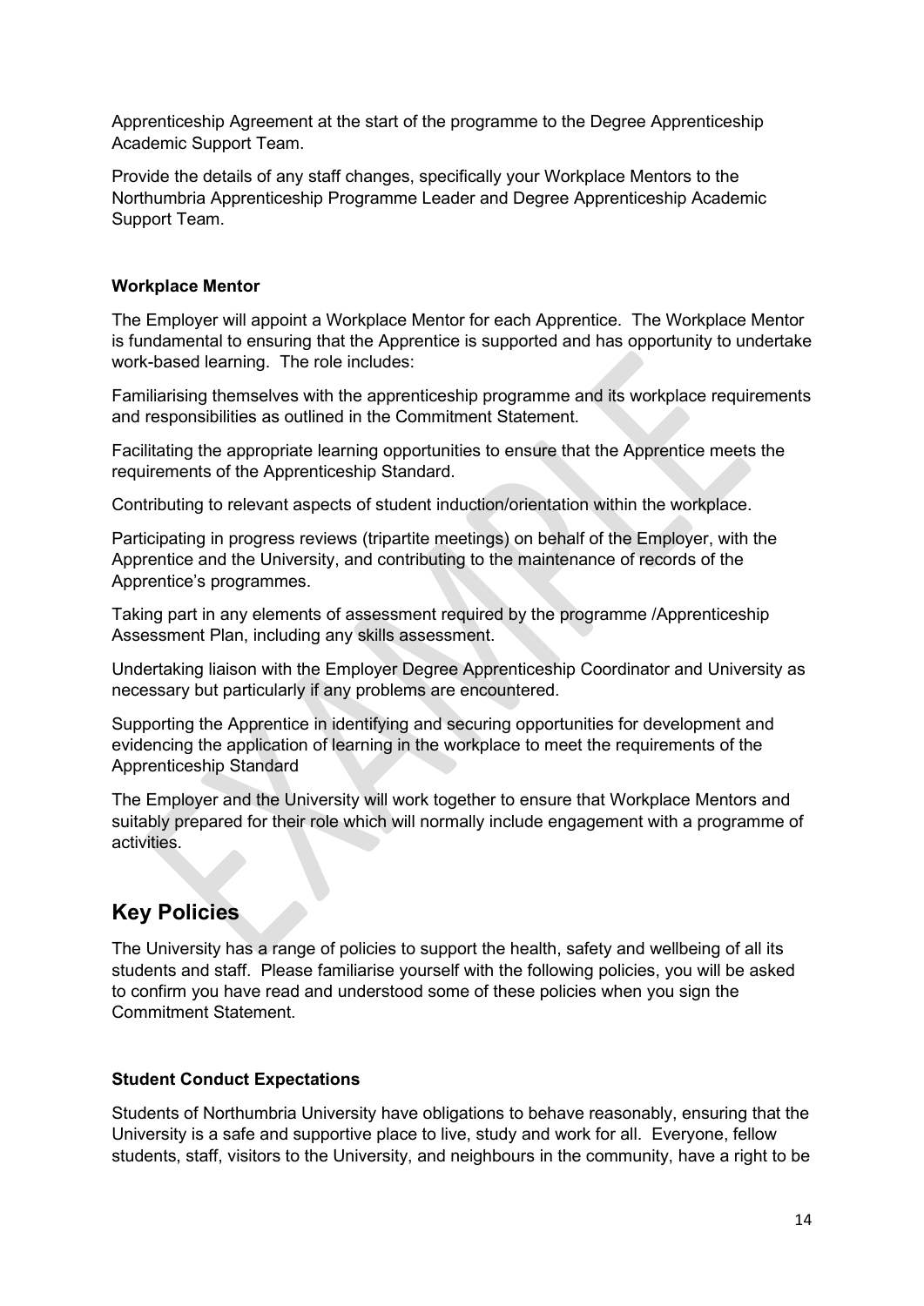Apprenticeship Agreement at the start of the programme to the Degree Apprenticeship Academic Support Team.

Provide the details of any staff changes, specifically your Workplace Mentors to the Northumbria Apprenticeship Programme Leader and Degree Apprenticeship Academic Support Team.

**Workplace Mentor**

The Employer will appoint a Workplace Mentor for each Apprentice. The Workplace Mentor is fundamental to ensuring that the Apprentice is supported and has opportunity to undertake work-based learning. The role includes:

Familiarising themselves with the apprenticeship programme and its workplace requirements and responsibilities as outlined in the Commitment Statement.

Facilitating the appropriate learning opportunities to ensure that the Apprentice meets the requirements of the Apprenticeship Standard.

Contributing to relevant aspects of student induction/orientation within the workplace.

Participating in progress reviews (tripartite meetings) on behalf of the Employer, with the Apprentice and the University, and contributing to the maintenance of records of the Apprentice's programmes.

Taking part in any elements of assessment required by the programme /Apprenticeship Assessment Plan, including any skills assessment.

Undertaking liaison with the Employer Degree Apprenticeship Coordinator and University as necessary but particularly if any problems are encountered.

Supporting the Apprentice in identifying and securing opportunities for development and evidencing the application of learning in the workplace to meet the requirements of the Apprenticeship Standard

The Employer and the University will work together to ensure that Workplace Mentors and suitably prepared for their role which will normally include engagement with a programme of activities.

## Key Policies

The University has a range of policies to support the health, safety and wellbeing of all its students and staff. Please familiarise yourself with the following policies, you will be asked to confirm you have read and understood some of these policies when you sign the Commitment Statement.

**Student Conduct Expectations**

Students of Northumbria University have obligations to behave reasonably, ensuring that the University is a safe and supportive place to live, study and work for all. Everyone, fellow students, staff, visitors to the University, and neighbours in the community, have a right to be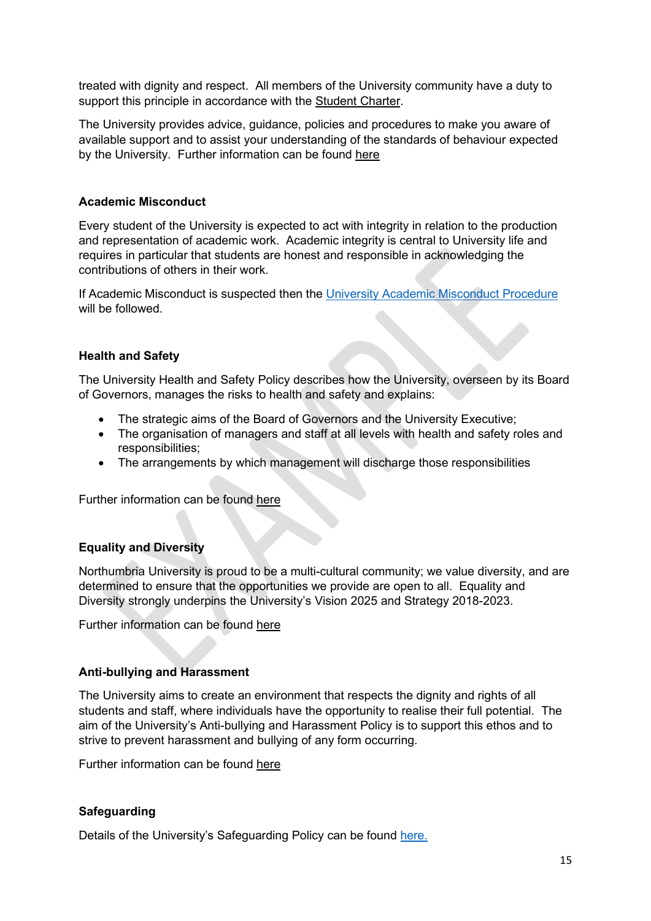treated with dignity and respect. All members of the University community have a duty to support this principle in accordance with the Student Charter.

The University provides advice, guidance, policies and procedures to make you aware of available support and to assist your understanding of the standards of behaviour expected by the University. Further information can be found here

## Academic Misconduct

Every student of the University is expected to act with integrity in relation to the production and representation of academic work. Academic integrity is central to University life and requires in particular that students are honest and responsible in acknowledging the contributions of others in their work.

If Academic Misconduct is suspected then the University Academic Misconduct Procedure will be followed.

## Health and Safety

The University Health and Safety Policy describes how the University, overseen by its Board of Governors, manages the risks to health and safety and explains:

- The strategic aims of the Board of Governors and the University Executive;
- The organisation of managers and staff at all levels with health and safety roles and responsibilities;
- The arrangements by which management will discharge those responsibilities

Further information can be found here

## Equality and Diversity

Northumbria University is proud to be a multi-cultural community; we value diversity, and are determined to ensure that the opportunities we provide are open to all. Equality and Diversity strongly underpins the University's Vision 2025 and Strategy 2018-2023.

Further information can be found here

## Anti-bullying and Harassment

The University aims to create an environment that respects the dignity and rights of all students and staff, where individuals have the opportunity to realise their full potential. The aim of the University's Anti-bullying and Harassment Policy is to support this ethos and to strive to prevent harassment and bullying of any form occurring.

Further information can be found here

## Safeguarding

Details of the University's Safeguarding Policy can be found here.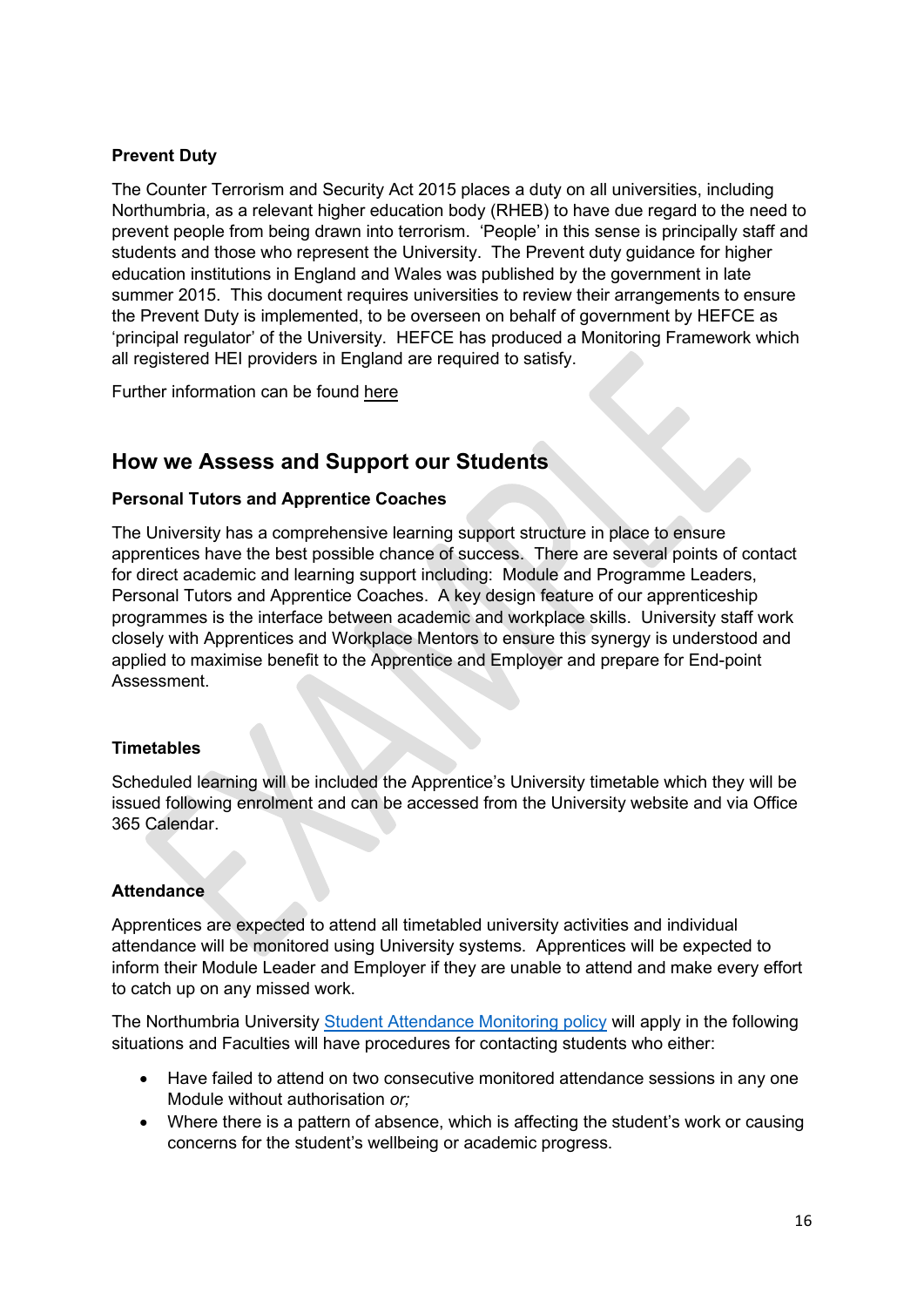**Prevent Duty**

The Counter Terrorism and Security Act 2015 places a duty on all universities, including Northumbria, as a relevant higher education body (RHEB) to have due regard to the need to prevent people from being drawn into terrorism. 'People' in this sense is principally staff and students and those who represent the University. The Prevent duty guidance for higher education institutions in England and Wales was published by the government in late summer 2015. This document requires universities to review their arrangements to ensure the Prevent Duty is implemented, to be overseen on behalf of government by HEFCE as 'principal regulator' of the University. HEFCE has produced a Monitoring Framework which all registered HEI providers in England are required to satisfy.

Further information can be found here

## How we Assess and Support our Students

**Personal Tutors and Apprentice Coaches**

The University has a comprehensive learning support structure in place to ensure apprentices have the best possible chance of success. There are several points of contact for direct academic and learning support including: Module and Programme Leaders, Personal Tutors and Apprentice Coaches. A key design feature of our apprenticeship programmes is the interface between academic and workplace skills. University staff work closely with Apprentices and Workplace Mentors to ensure this synergy is understood and applied to maximise benefit to the Apprentice and Employer and prepare for End-point Assessment.

**Timetables**

Scheduled learning will be included the Apprentice's University timetable which they will be issued following enrolment and can be accessed from the University website and via Office 365 Calendar.

**Attendance**

Apprentices are expected to attend all timetabled university activities and individual attendance will be monitored using University systems. Apprentices will be expected to inform their Module Leader and Employer if they are unable to attend and make every effort to catch up on any missed work.

The Northumbria University Student Attendance Monitoring policy will apply in the following situations and Faculties will have procedures for contacting students who either:

- Have failed to attend on two consecutive monitored attendance sessions in any one Module without authorisation *or;*
- Where there is a pattern of absence, which is affecting the student's work or causing concerns for the student's wellbeing or academic progress.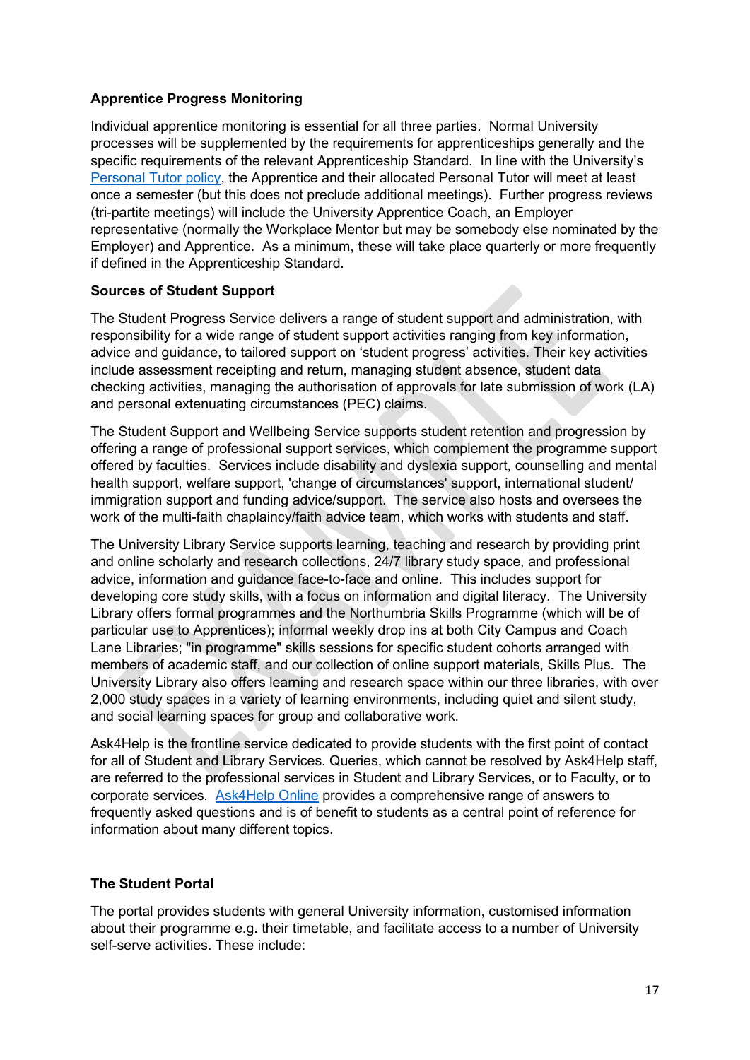**Apprentice Progress Monitoring**

Individual apprentice monitoring is essential for all three parties. Normal University processes will be supplemented by the requirements for apprenticeships generally and the specific requirements of the relevant Apprenticeship Standard. In line with the University's Personal Tutor policy, the Apprentice and their allocated Personal Tutor will meet at least once a semester (but this does not preclude additional meetings). Further progress reviews (tri-partite meetings) will include the University Apprentice Coach, an Employer representative (normally the Workplace Mentor but may be somebody else nominated by the Employer) and Apprentice. As a minimum, these will take place quarterly or more frequently if defined in the Apprenticeship Standard.

**Sources of Student Support**

The Student Progress Service delivers a range of student support and administration, with responsibility for a wide range of student support activities ranging from key information, advice and guidance, to tailored support on 'student progress' activities. Their key activities include assessment receipting and return, managing student absence, student data checking activities, managing the authorisation of approvals for late submission of work (LA) and personal extenuating circumstances (PEC) claims.

The Student Support and Wellbeing Service supports student retention and progression by offering a range of professional support services, which complement the programme support offered by faculties. Services include disability and dyslexia support, counselling and mental health support, welfare support, 'change of circumstances' support, international student/ immigration support and funding advice/support. The service also hosts and oversees the work of the multi-faith chaplaincy/faith advice team, which works with students and staff.

The University Library Service supports learning, teaching and research by providing print and online scholarly and research collections, 24/7 library study space, and professional advice, information and guidance face-to-face and online. This includes support for developing core study skills, with a focus on information and digital literacy. The University Library offers formal programmes and the Northumbria Skills Programme (which will be of particular use to Apprentices); informal weekly drop ins at both City Campus and Coach Lane Libraries; "in programme" skills sessions for specific student cohorts arranged with members of academic staff, and our collection of online support materials, Skills Plus. The University Library also offers learning and research space within our three libraries, with over 2,000 study spaces in a variety of learning environments, including quiet and silent study, and social learning spaces for group and collaborative work.

Ask4Help is the frontline service dedicated to provide students with the first point of contact for all of Student and Library Services. Queries, which cannot be resolved by Ask4Help staff, are referred to the professional services in Student and Library Services, or to Faculty, or to corporate services. Ask4Help Online provides a comprehensive range of answers to frequently asked questions and is of benefit to students as a central point of reference for information about many different topics.

**The Student Portal**

The portal provides students with general University information, customised information about their programme e.g. their timetable, and facilitate access to a number of University self-serve activities. These include: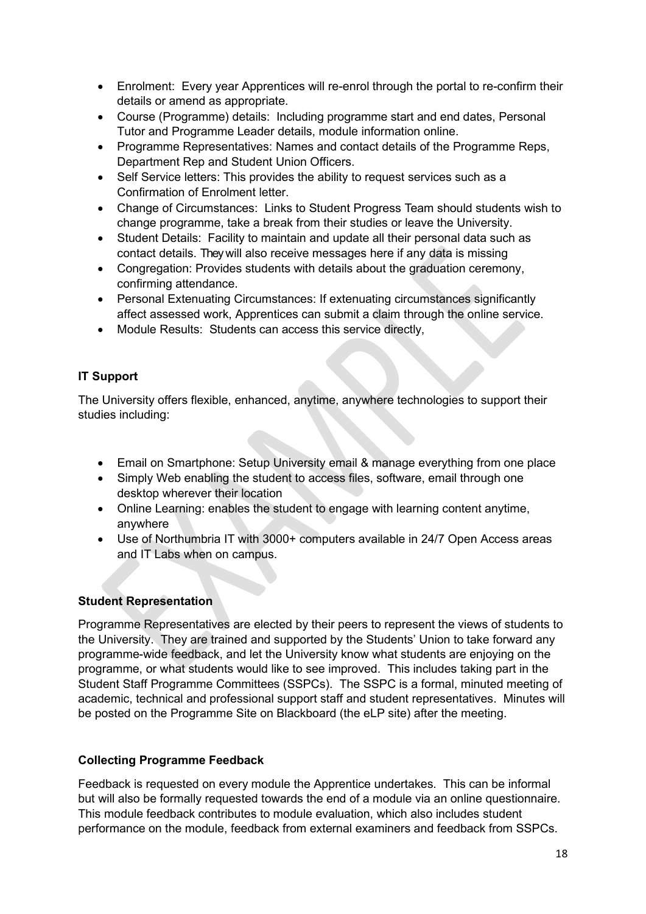- Enrolment: Every year Apprentices will re-enrol through the portal to re-confirm their details or amend as appropriate.
- Course (Programme) details: Including programme start and end dates, Personal Tutor and Programme Leader details, module information online.
- Programme Representatives: Names and contact details of the Programme Reps, Department Rep and Student Union Officers.
- Self Service letters: This provides the ability to request services such as a Confirmation of Enrolment letter.
- Change of Circumstances: Links to Student Progress Team should students wish to change programme, take a break from their studies or leave the University.
- Student Details: Facility to maintain and update all their personal data such as contact details. They will also receive messages here if any data is missing
- Congregation: Provides students with details about the graduation ceremony, confirming attendance.
- Personal Extenuating Circumstances: If extenuating circumstances significantly affect assessed work, Apprentices can submit a claim through the online service.
- Module Results: Students can access this service directly,

**IT Support**

The University offers flexible, enhanced, anytime, anywhere technologies to support their studies including:

- Email on Smartphone: Setup University email & manage everything from one place
- Simply Web enabling the student to access files, software, email through one desktop wherever their location
- Online Learning: enables the student to engage with learning content anytime, anywhere
- Use of Northumbria IT with 3000+ computers available in 24/7 Open Access areas and IT Labs when on campus.

**Student Representation**

Programme Representatives are elected by their peers to represent the views of students to the University. They are trained and supported by the Students' Union to take forward any programme-wide feedback, and let the University know what students are enjoying on the programme, or what students would like to see improved. This includes taking part in the Student Staff Programme Committees (SSPCs). The SSPC is a formal, minuted meeting of academic, technical and professional support staff and student representatives. Minutes will be posted on the Programme Site on Blackboard (the eLP site) after the meeting.

**Collecting Programme Feedback**

Feedback is requested on every module the Apprentice undertakes. This can be informal but will also be formally requested towards the end of a module via an online questionnaire. This module feedback contributes to module evaluation, which also includes student performance on the module, feedback from external examiners and feedback from SSPCs.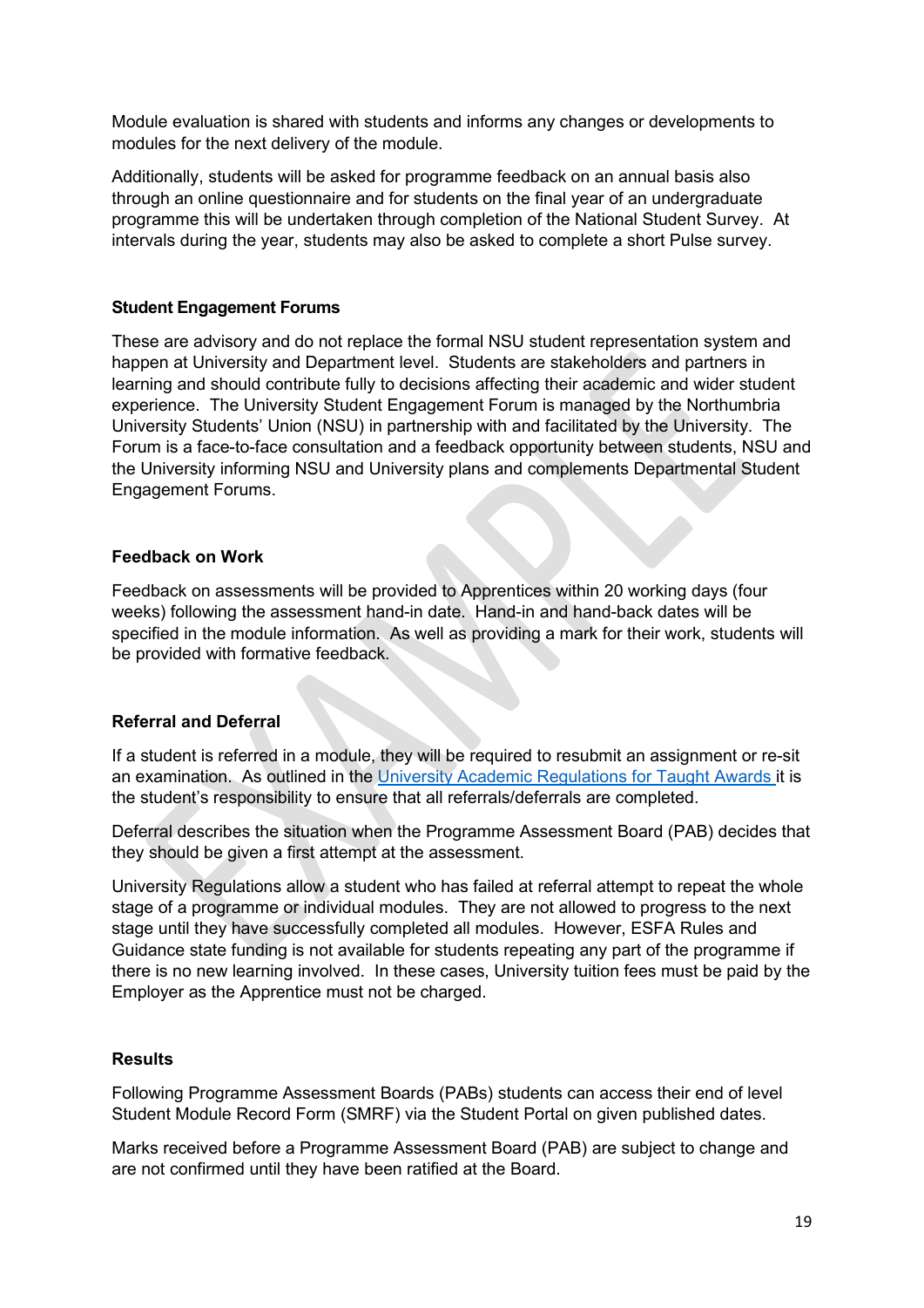Module evaluation is shared with students and informs any changes or developments to modules for the next delivery of the module.

Additionally, students will be asked for programme feedback on an annual basis also through an online questionnaire and for students on the final year of an undergraduate programme this will be undertaken through completion of the National Student Survey. At intervals during the year, students may also be asked to complete a short Pulse survey.

**Student Engagement Forums**

These are advisory and do not replace the formal NSU student representation system and happen at University and Department level. Students are stakeholders and partners in learning and should contribute fully to decisions affecting their academic and wider student experience. The University Student Engagement Forum is managed by the Northumbria University Students' Union (NSU) in partnership with and facilitated by the University. The Forum is a face-to-face consultation and a feedback opportunity between students, NSU and the University informing NSU and University plans and complements Departmental Student Engagement Forums.

**Feedback on Work**

Feedback on assessments will be provided to Apprentices within 20 working days (four weeks) following the assessment hand-in date. Hand-in and hand-back dates will be specified in the module information. As well as providing a mark for their work, students will be provided with formative feedback.

**Referral and Deferral**

If a student is referred in a module, they will be required to resubmit an assignment or re-sit an examination. As outlined in the University Academic Regulations for Taught Awards it is the student's responsibility to ensure that all referrals/deferrals are completed.

Deferral describes the situation when the Programme Assessment Board (PAB) decides that they should be given a first attempt at the assessment.

University Regulations allow a student who has failed at referral attempt to repeat the whole stage of a programme or individual modules. They are not allowed to progress to the next stage until they have successfully completed all modules. However, ESFA Rules and Guidance state funding is not available for students repeating any part of the programme if there is no new learning involved. In these cases, University tuition fees must be paid by the Employer as the Apprentice must not be charged.

**Results**

Following Programme Assessment Boards (PABs) students can access their end of level Student Module Record Form (SMRF) via the Student Portal on given published dates.

Marks received before a Programme Assessment Board (PAB) are subject to change and are not confirmed until they have been ratified at the Board.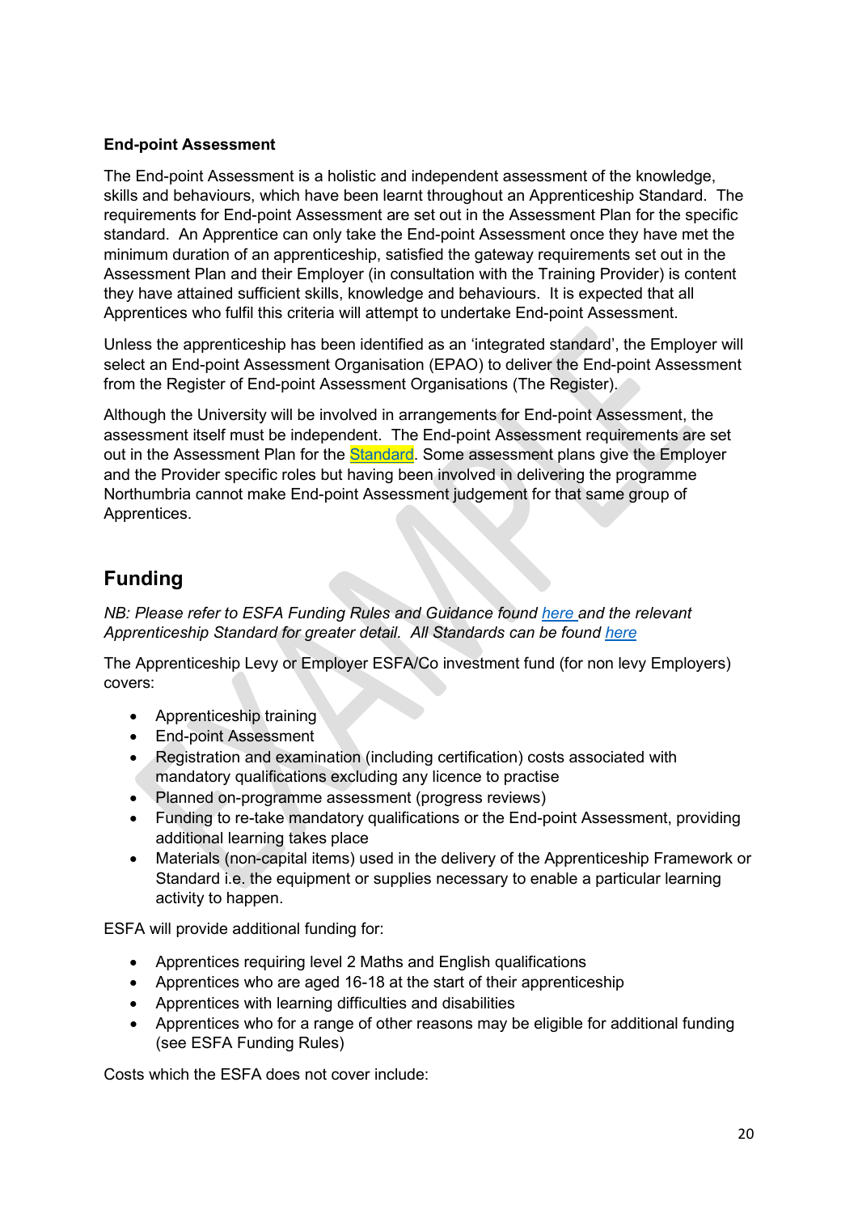**End-point Assessment**

The End-point Assessment is a holistic and independent assessment of the knowledge, skills and behaviours, which have been learnt throughout an Apprenticeship Standard. The requirements for End-point Assessment are set out in the Assessment Plan for the specific standard. An Apprentice can only take the End-point Assessment once they have met the minimum duration of an apprenticeship, satisfied the gateway requirements set out in the Assessment Plan and their Employer (in consultation with the Training Provider) is content they have attained sufficient skills, knowledge and behaviours. It is expected that all Apprentices who fulfil this criteria will attempt to undertake End-point Assessment.

Unless the apprenticeship has been identified as an 'integrated standard', the Employer will select an End-point Assessment Organisation (EPAO) to deliver the End-point Assessment from the Register of End-point Assessment Organisations (The Register).

Although the University will be involved in arrangements for End-point Assessment, the assessment itself must be independent. The End-point Assessment requirements are set out in the Assessment Plan for the Standard. Some assessment plans give the Employer and the Provider specific roles but having been involved in delivering the programme Northumbria cannot make End-point Assessment judgement for that same group of Apprentices.

## Funding

*NB: Please refer to ESFA Funding Rules and Guidance found here and the relevant Apprenticeship Standard for greater detail. All Standards can be found here*

The Apprenticeship Levy or Employer ESFA/Co investment fund (for non levy Employers) covers:

- Apprenticeship training
- End-point Assessment
- Registration and examination (including certification) costs associated with mandatory qualifications excluding any licence to practise
- Planned on-programme assessment (progress reviews)
- Funding to re-take mandatory qualifications or the End-point Assessment, providing additional learning takes place
- Materials (non-capital items) used in the delivery of the Apprenticeship Framework or Standard i.e. the equipment or supplies necessary to enable a particular learning activity to happen.

ESFA will provide additional funding for:

- Apprentices requiring level 2 Maths and English qualifications
- Apprentices who are aged 16-18 at the start of their apprenticeship
- Apprentices with learning difficulties and disabilities
- Apprentices who for a range of other reasons may be eligible for additional funding (see ESFA Funding Rules)

Costs which the ESFA does not cover include: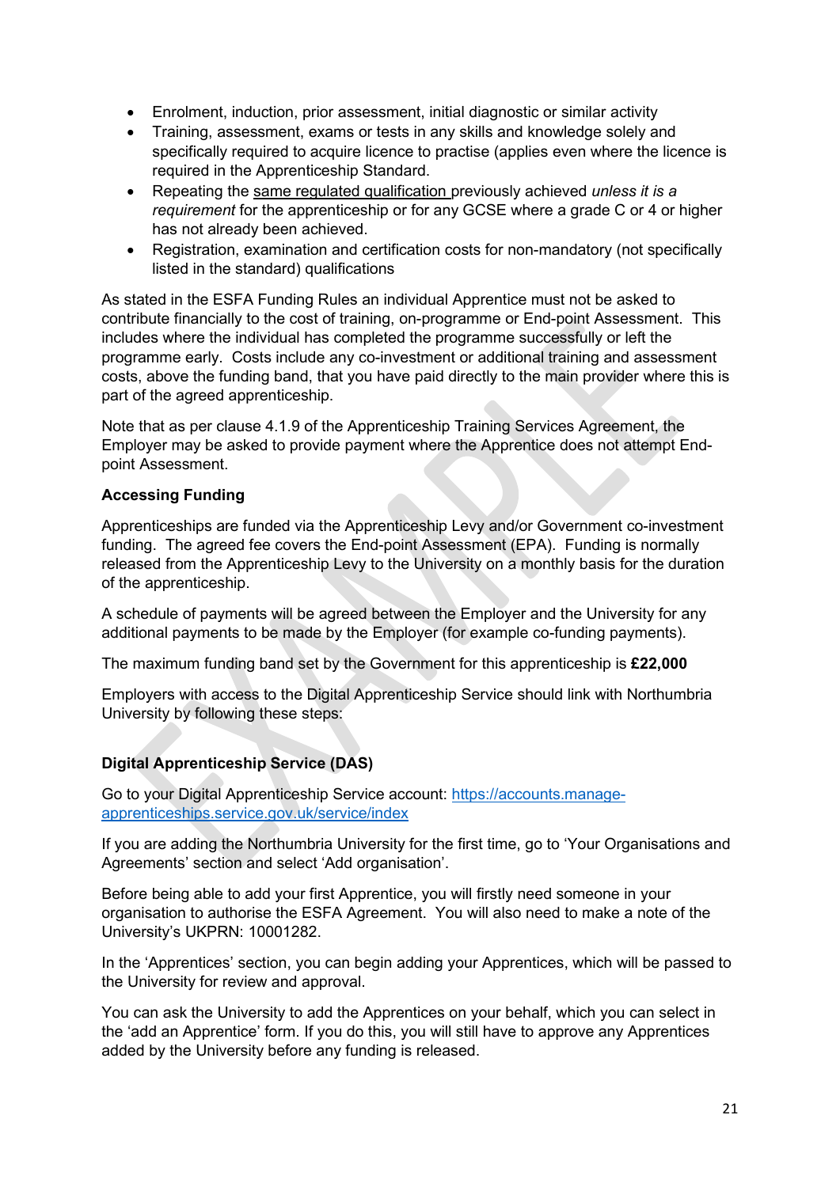- Enrolment, induction, prior assessment, initial diagnostic or similar activity
- Training, assessment, exams or tests in any skills and knowledge solely and specifically required to acquire licence to practise (applies even where the licence is required in the Apprenticeship Standard.
- Repeating the <u>same regulated qualification</u> previously achieved *unless it is a requirement* for the apprenticeship or for any GCSE where a grade C or 4 or higher has not already been achieved.
- Registration, examination and certification costs for non-mandatory (not specifically listed in the standard) qualifications

As stated in the ESFA Funding Rules an individual Apprentice must not be asked to contribute financially to the cost of training, on-programme or End-point Assessment. This includes where the individual has completed the programme successfully or left the programme early. Costs include any co-investment or additional training and assessment costs, above the funding band, that you have paid directly to the main provider where this is part of the agreed apprenticeship.

Note that as per clause 4.1.9 of the Apprenticeship Training Services Agreement, the Employer may be asked to provide payment where the Apprentice does not attempt End-point Assessment.

**Accessing Funding**

Apprenticeships are funded via the Apprenticeship Levy and/or Government co-investment funding. The agreed fee covers the End-point Assessment (EPA). Funding is normally released from the Apprenticeship Levy to the University on a monthly basis for the duration of the apprenticeship.

A schedule of payments will be agreed between the Employer and the University for any additional payments to be made by the Employer (for example co-funding payments).

The maximum funding band set by the Government for this apprenticeship is **£22,000**

Employers with access to the Digital Apprenticeship Service should link with Northumbria University by following these steps:

**Digital Apprenticeship Service (DAS)**

Go to your Digital Apprenticeship Service account: https://accounts.manage-apprenticeships.service.gov.uk/service/index

If you are adding the Northumbria University for the first time, go to 'Your Organisations and Agreements' section and select 'Add organisation'.

Before being able to add your first Apprentice, you will firstly need someone in your organisation to authorise the ESFA Agreement. You will also need to make a note of the University's UKPRN: 10001282.

In the 'Apprentices' section, you can begin adding your Apprentices, which will be passed to the University for review and approval.

You can ask the University to add the Apprentices on your behalf, which you can select in the 'add an Apprentice' form. If you do this, you will still have to approve any Apprentices added by the University before any funding is released.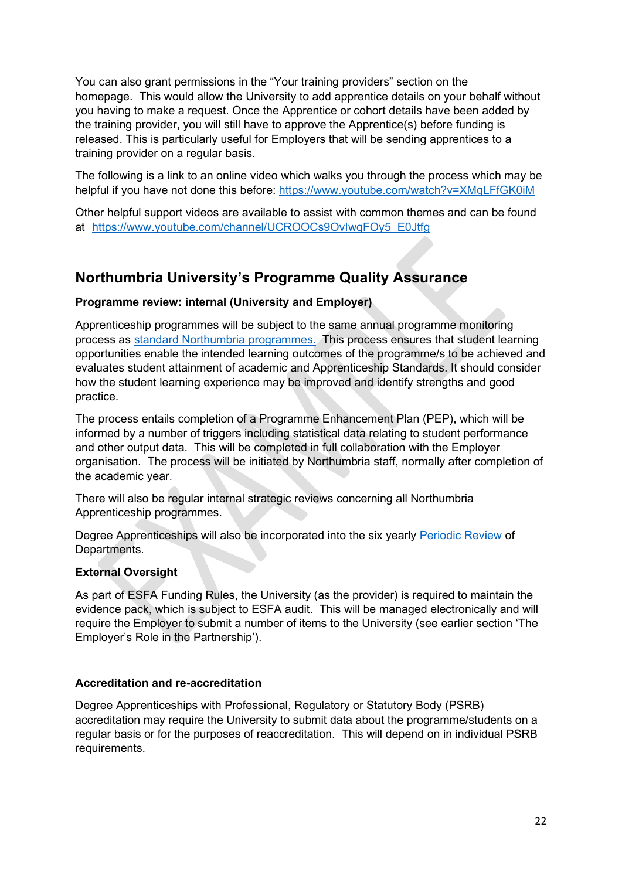You can also grant permissions in the "Your training providers" section on the homepage. This would allow the University to add apprentice details on your behalf without you having to make a request. Once the Apprentice or cohort details have been added by the training provider, you will still have to approve the Apprentice(s) before funding is released. This is particularly useful for Employers that will be sending apprentices to a training provider on a regular basis.

The following is a link to an online video which walks you through the process which may be helpful if you have not done this before: [https://www.youtube.com/watch?v=XMgLFfGK0iM](https://www.youtube.com/watch?v=XMgLFfGK0iM)

Other helpful support videos are available to assist with common themes and can be found at [https://www.youtube.com/channel/UCROOCs9OvIwqFOy5_E0Jtfg](https://www.youtube.com/channel/UCROOCs9OvIwqFOy5_E0Jtfg)

## Northumbria University's Programme Quality Assurance

**Programme review: internal (University and Employer)**

Apprenticeship programmes will be subject to the same annual programme monitoring process as [standard Northumbria programmes.](#) This process ensures that student learning opportunities enable the intended learning outcomes of the programme/s to be achieved and evaluates student attainment of academic and Apprenticeship Standards. It should consider how the student learning experience may be improved and identify strengths and good practice.

The process entails completion of a Programme Enhancement Plan (PEP), which will be informed by a number of triggers including statistical data relating to student performance and other output data. This will be completed in full collaboration with the Employer organisation. The process will be initiated by Northumbria staff, normally after completion of the academic year.

There will also be regular internal strategic reviews concerning all Northumbria Apprenticeship programmes.

Degree Apprenticeships will also be incorporated into the six yearly [Periodic Review](#) of Departments.

**External Oversight**

As part of ESFA Funding Rules, the University (as the provider) is required to maintain the evidence pack, which is subject to ESFA audit. This will be managed electronically and will require the Employer to submit a number of items to the University (see earlier section 'The Employer's Role in the Partnership').

**Accreditation and re-accreditation**

Degree Apprenticeships with Professional, Regulatory or Statutory Body (PSRB) accreditation may require the University to submit data about the programme/students on a regular basis or for the purposes of reaccreditation. This will depend on in individual PSRB requirements.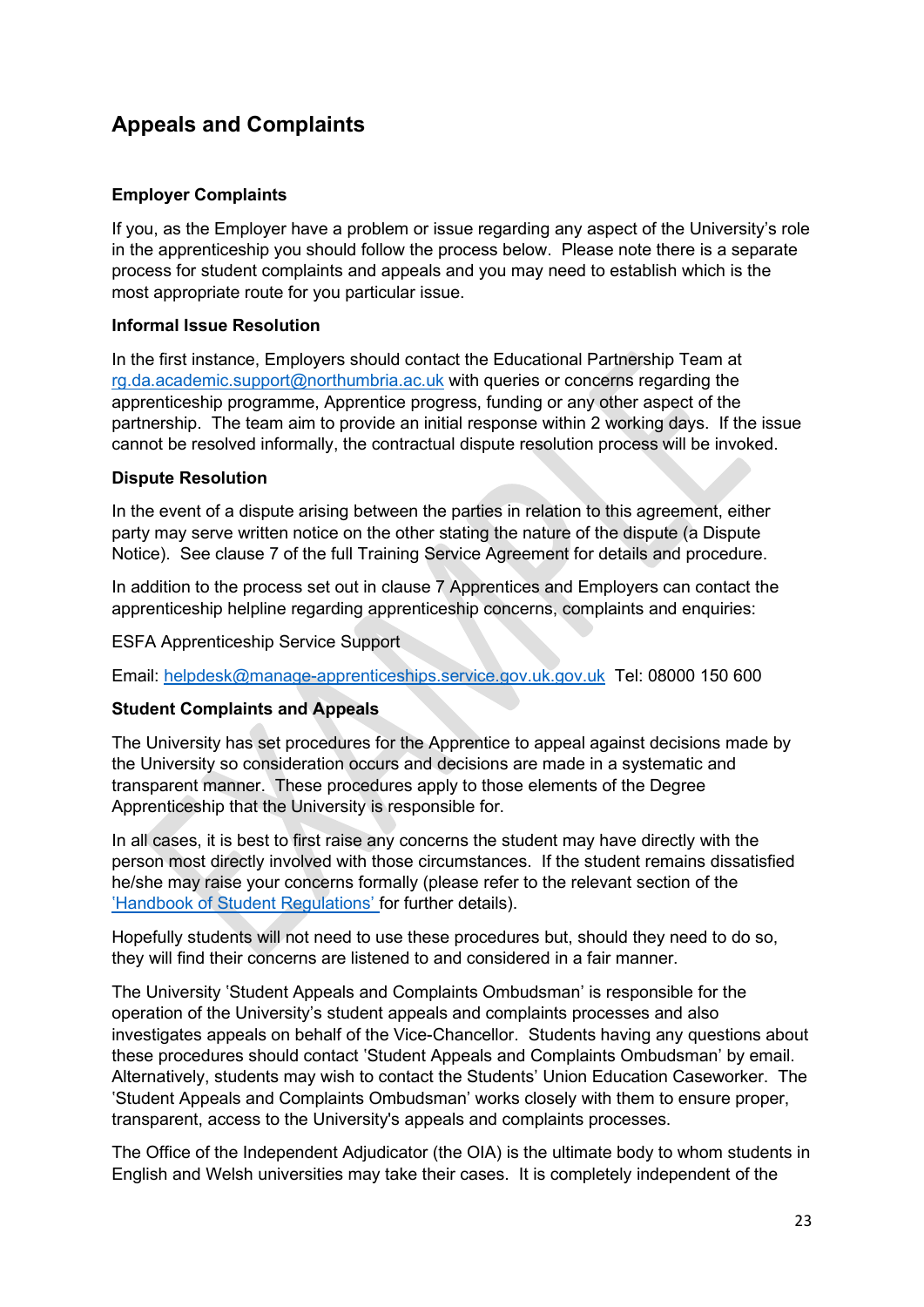## Appeals and Complaints

### Employer Complaints

If you, as the Employer have a problem or issue regarding any aspect of the University's role in the apprenticeship you should follow the process below. Please note there is a separate process for student complaints and appeals and you may need to establish which is the most appropriate route for you particular issue.

#### Informal Issue Resolution

In the first instance, Employers should contact the Educational Partnership Team at rg.da.academic.support@northumbria.ac.uk with queries or concerns regarding the apprenticeship programme, Apprentice progress, funding or any other aspect of the partnership. The team aim to provide an initial response within 2 working days. If the issue cannot be resolved informally, the contractual dispute resolution process will be invoked.

#### Dispute Resolution

In the event of a dispute arising between the parties in relation to this agreement, either party may serve written notice on the other stating the nature of the dispute (a Dispute Notice). See clause 7 of the full Training Service Agreement for details and procedure.

In addition to the process set out in clause 7 Apprentices and Employers can contact the apprenticeship helpline regarding apprenticeship concerns, complaints and enquiries:

ESFA Apprenticeship Service Support

Email: helpdesk@manage-apprenticeships.service.gov.uk.gov.uk Tel: 08000 150 600

### Student Complaints and Appeals

The University has set procedures for the Apprentice to appeal against decisions made by the University so consideration occurs and decisions are made in a systematic and transparent manner. These procedures apply to those elements of the Degree Apprenticeship that the University is responsible for.

In all cases, it is best to first raise any concerns the student may have directly with the person most directly involved with those circumstances. If the student remains dissatisfied he/she may raise your concerns formally (please refer to the relevant section of the 'Handbook of Student Regulations' for further details).

Hopefully students will not need to use these procedures but, should they need to do so, they will find their concerns are listened to and considered in a fair manner.

The University 'Student Appeals and Complaints Ombudsman' is responsible for the operation of the University's student appeals and complaints processes and also investigates appeals on behalf of the Vice-Chancellor. Students having any questions about these procedures should contact 'Student Appeals and Complaints Ombudsman' by email. Alternatively, students may wish to contact the Students' Union Education Caseworker. The 'Student Appeals and Complaints Ombudsman' works closely with them to ensure proper, transparent, access to the University's appeals and complaints processes.

The Office of the Independent Adjudicator (the OIA) is the ultimate body to whom students in English and Welsh universities may take their cases. It is completely independent of the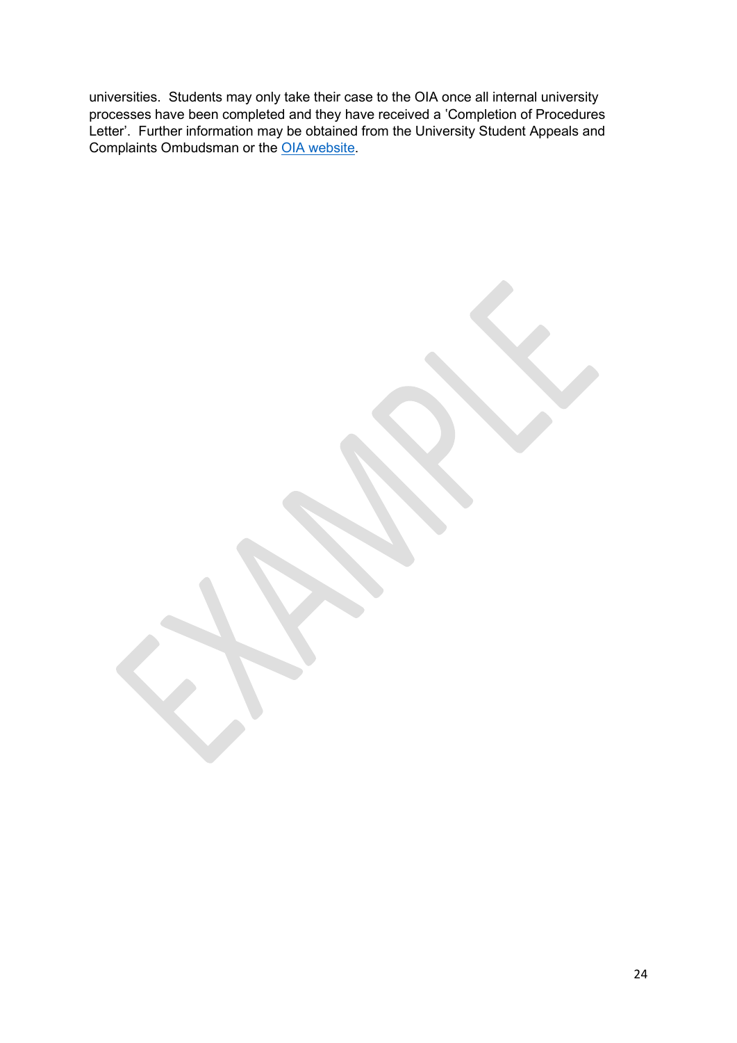universities. Students may only take their case to the OIA once all internal university processes have been completed and they have received a 'Completion of Procedures Letter'. Further information may be obtained from the University Student Appeals and Complaints Ombudsman or the OIA website.